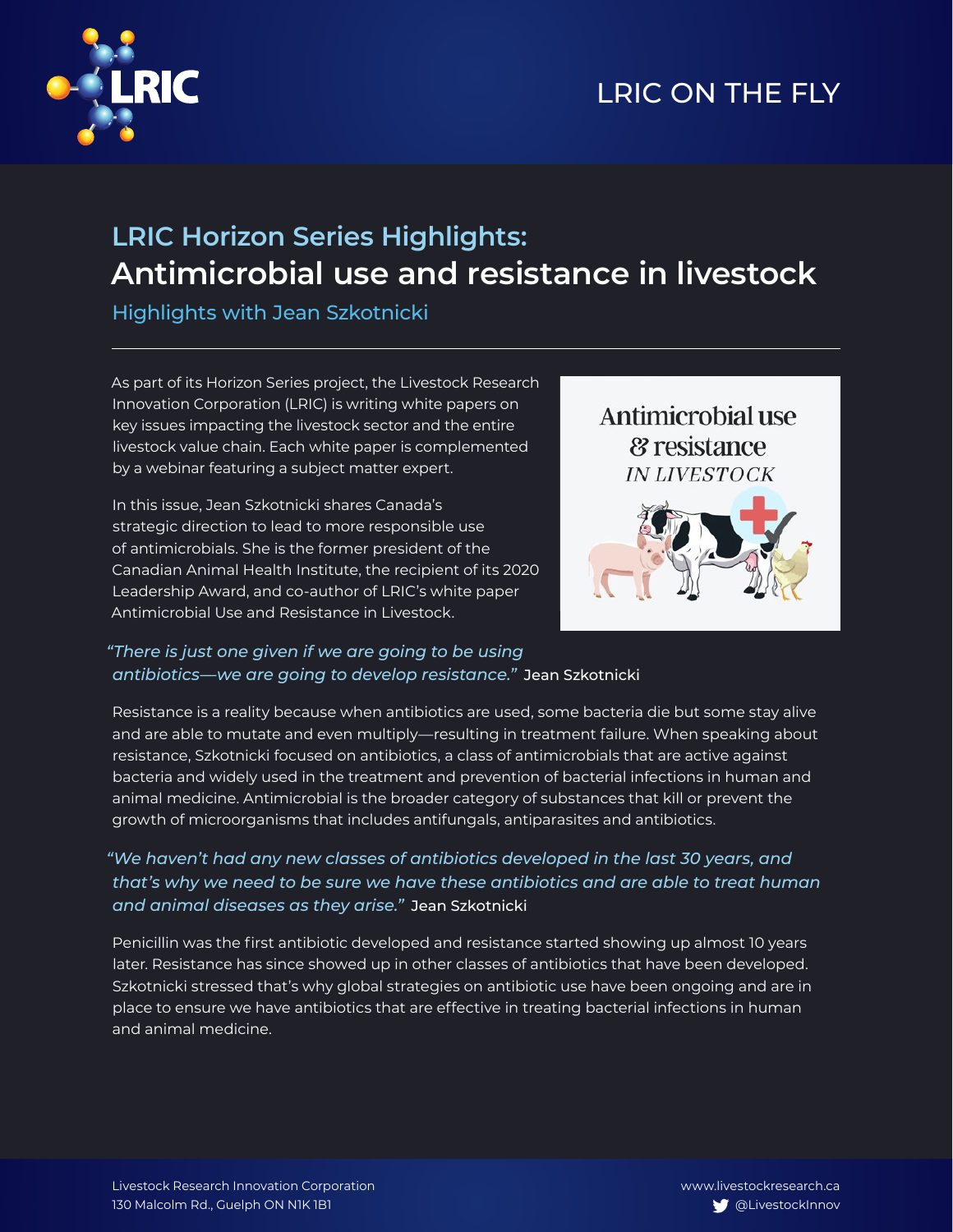LRIC ON THE FLY

## LRIC Horizon Series Highlights:

# Antimicrobial use and resistance in livestock

### Highlights with Jean Szkotnicki

As part of its Horizon Series project, the Livestock Research Innovation Corporation (LRIC) is writing white papers on key issues impacting the livestock sector and the entire livestock value chain. Each white paper is complemented by a webinar featuring a subject matter expert.

In this issue, Jean Szkotnicki shares Canada's strategic direction to lead to more responsible use of antimicrobials. She is the former president of the Canadian Animal Health Institute, the recipient of its 2020 Leadership Award, and co-author of LRIC's white paper Antimicrobial Use and Resistance in Livestock.

*"There is just one given if we are going to be using antibiotics—we are going to develop resistance."* Jean Szkotnicki

Resistance is a reality because when antibiotics are used, some bacteria die but some stay alive and are able to mutate and even multiply—resulting in treatment failure. When speaking about resistance, Szkotnicki focused on antibiotics, a class of antimicrobials that are active against bacteria and widely used in the treatment and prevention of bacterial infections in human and animal medicine. Antimicrobial is the broader category of substances that kill or prevent the growth of microorganisms that includes antifungals, antiparasites and antibiotics.

*"We haven't had any new classes of antibiotics developed in the last 30 years, and that's why we need to be sure we have these antibiotics and are able to treat human and animal diseases as they arise."* Jean Szkotnicki

Penicillin was the first antibiotic developed and resistance started showing up almost 10 years later. Resistance has since showed up in other classes of antibiotics that have been developed. Szkotnicki stressed that's why global strategies on antibiotic use have been ongoing and are in place to ensure we have antibiotics that are effective in treating bacterial infections in human and animal medicine.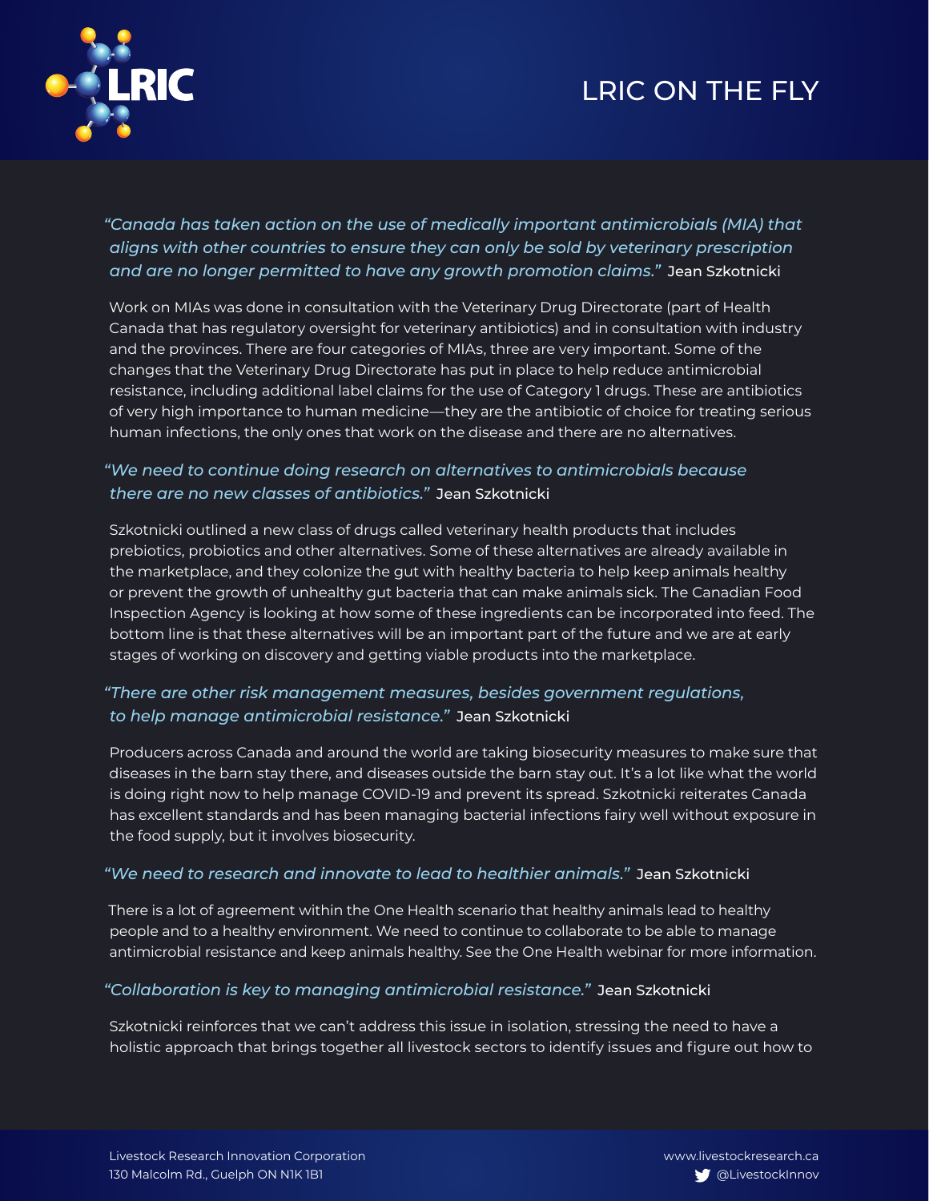*"Canada has taken action on the use of medically important antimicrobials (MIA) that aligns with other countries to ensure they can only be sold by veterinary prescription and are no longer permitted to have any growth promotion claims."* Jean Szkotnicki

Work on MIAs was done in consultation with the Veterinary Drug Directorate (part of Health Canada that has regulatory oversight for veterinary antibiotics) and in consultation with industry and the provinces. There are four categories of MIAs, three are very important. Some of the changes that the Veterinary Drug Directorate has put in place to help reduce antimicrobial resistance, including additional label claims for the use of Category 1 drugs. These are antibiotics of very high importance to human medicine—they are the antibiotic of choice for treating serious human infections, the only ones that work on the disease and there are no alternatives.

*"We need to continue doing research on alternatives to antimicrobials because there are no new classes of antibiotics."* Jean Szkotnicki

Szkotnicki outlined a new class of drugs called veterinary health products that includes prebiotics, probiotics and other alternatives. Some of these alternatives are already available in the marketplace, and they colonize the gut with healthy bacteria to help keep animals healthy or prevent the growth of unhealthy gut bacteria that can make animals sick. The Canadian Food Inspection Agency is looking at how some of these ingredients can be incorporated into feed. The bottom line is that these alternatives will be an important part of the future and we are at early stages of working on discovery and getting viable products into the marketplace.

*"There are other risk management measures, besides government regulations, to help manage antimicrobial resistance."* Jean Szkotnicki

Producers across Canada and around the world are taking biosecurity measures to make sure that diseases in the barn stay there, and diseases outside the barn stay out. It's a lot like what the world is doing right now to help manage COVID-19 and prevent its spread. Szkotnicki reiterates Canada has excellent standards and has been managing bacterial infections fairy well without exposure in the food supply, but it involves biosecurity.

*"We need to research and innovate to lead to healthier animals."* Jean Szkotnicki

There is a lot of agreement within the One Health scenario that healthy animals lead to healthy people and to a healthy environment. We need to continue to collaborate to be able to manage antimicrobial resistance and keep animals healthy. See the One Health webinar for more information.

*"Collaboration is key to managing antimicrobial resistance."* Jean Szkotnicki

Szkotnicki reinforces that we can't address this issue in isolation, stressing the need to have a holistic approach that brings together all livestock sectors to identify issues and figure out how to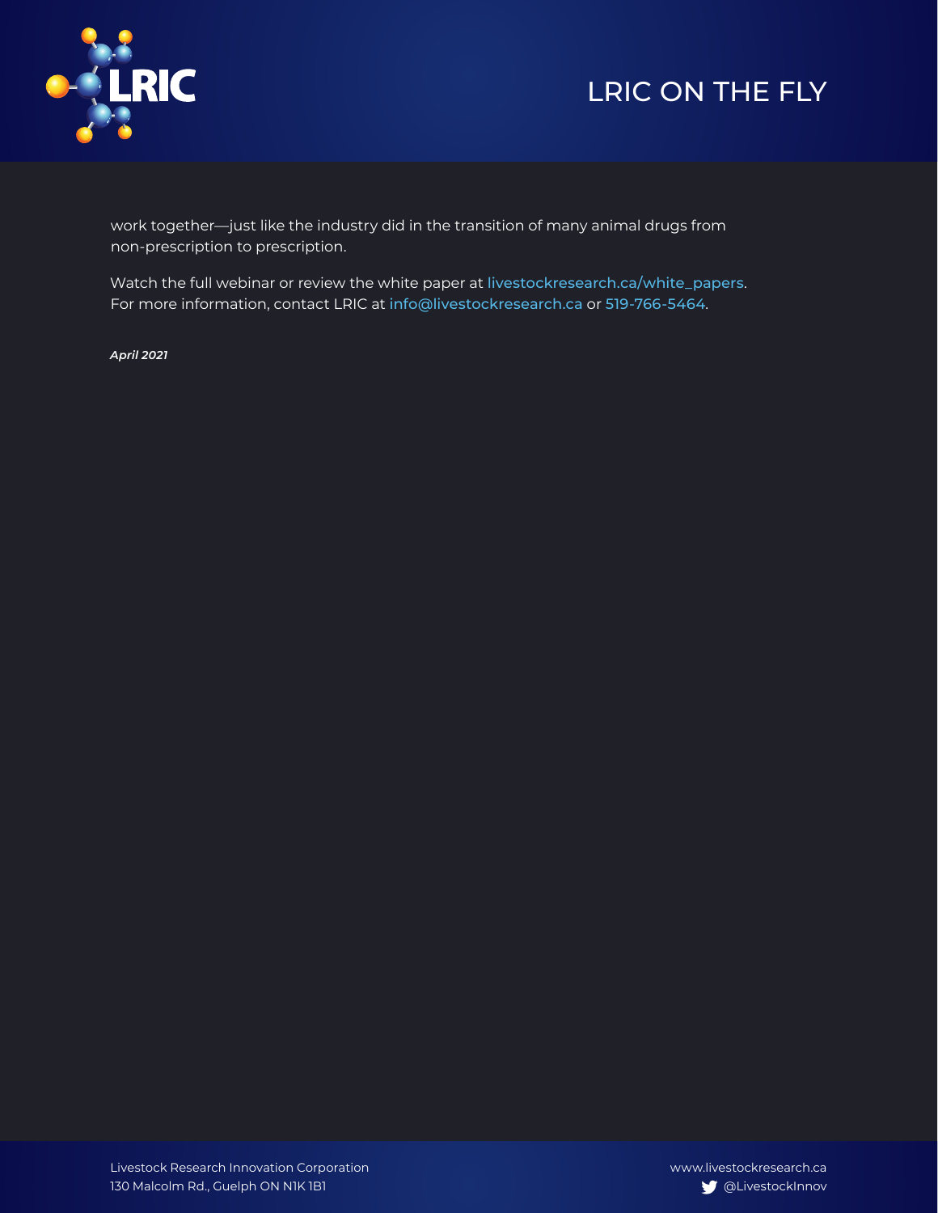work together—just like the industry did in the transition of many animal drugs from non-prescription to prescription.

Watch the full webinar or review the white paper at livestockresearch.ca/white_papers. For more information, contact LRIC at info@livestockresearch.ca or 519-766-5464.

***April 2021***